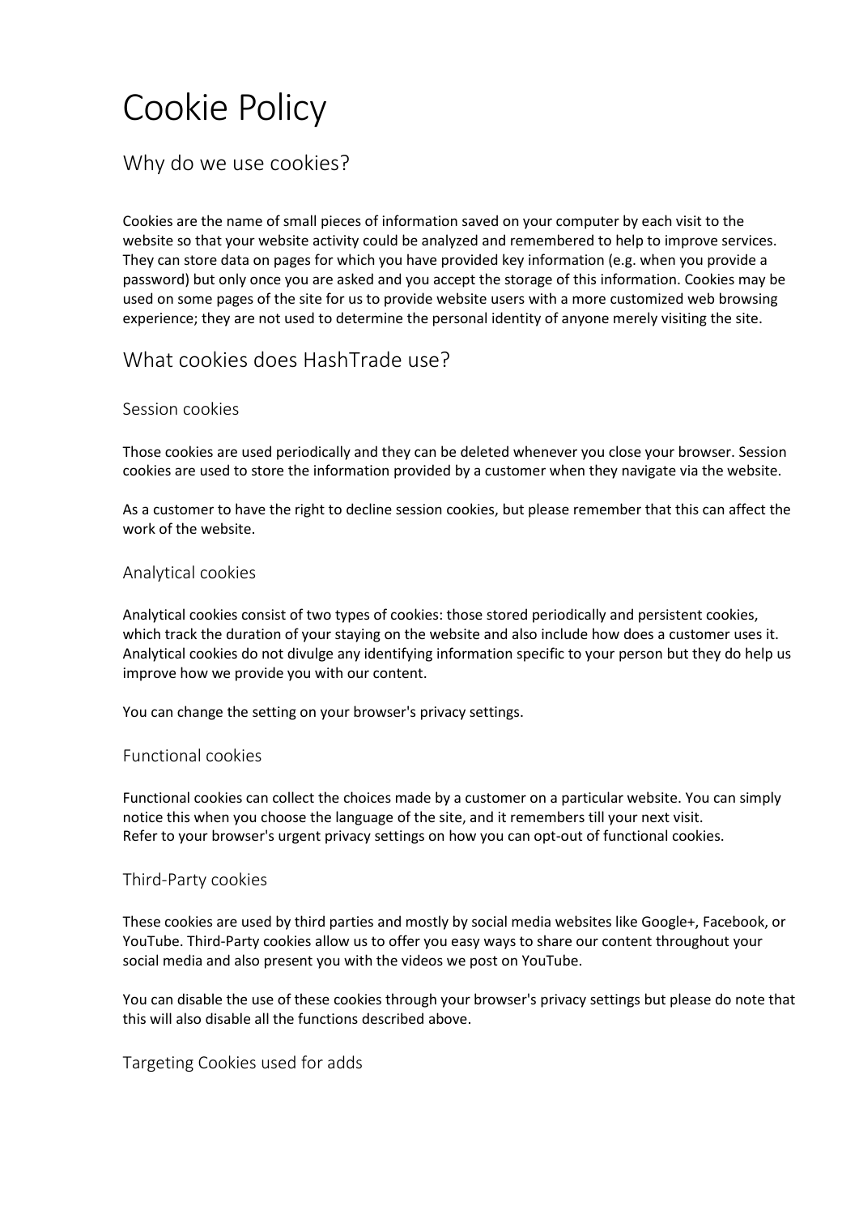# Cookie Policy

## Why do we use cookies?

Cookies are the name of small pieces of information saved on your computer by each visit to the website so that your website activity could be analyzed and remembered to help to improve services. They can store data on pages for which you have provided key information (e.g. when you provide a password) but only once you are asked and you accept the storage of this information. Cookies may be used on some pages of the site for us to provide website users with a more customized web browsing experience; they are not used to determine the personal identity of anyone merely visiting the site.

## What cookies does HashTrade use?

### Session cookies

Those cookies are used periodically and they can be deleted whenever you close your browser. Session cookies are used to store the information provided by a customer when they navigate via the website.

As a customer to have the right to decline session cookies, but please remember that this can affect the work of the website.

### Analytical cookies

Analytical cookies consist of two types of cookies: those stored periodically and persistent cookies, which track the duration of your staying on the website and also include how does a customer uses it. Analytical cookies do not divulge any identifying information specific to your person but they do help us improve how we provide you with our content.

You can change the setting on your browser's privacy settings.

### Functional cookies

Functional cookies can collect the choices made by a customer on a particular website. You can simply notice this when you choose the language of the site, and it remembers till your next visit.
Refer to your browser's urgent privacy settings on how you can opt-out of functional cookies.

### Third-Party cookies

These cookies are used by third parties and mostly by social media websites like Google+, Facebook, or YouTube. Third-Party cookies allow us to offer you easy ways to share our content throughout your social media and also present you with the videos we post on YouTube.

You can disable the use of these cookies through your browser's privacy settings but please do note that this will also disable all the functions described above.

### Targeting Cookies used for adds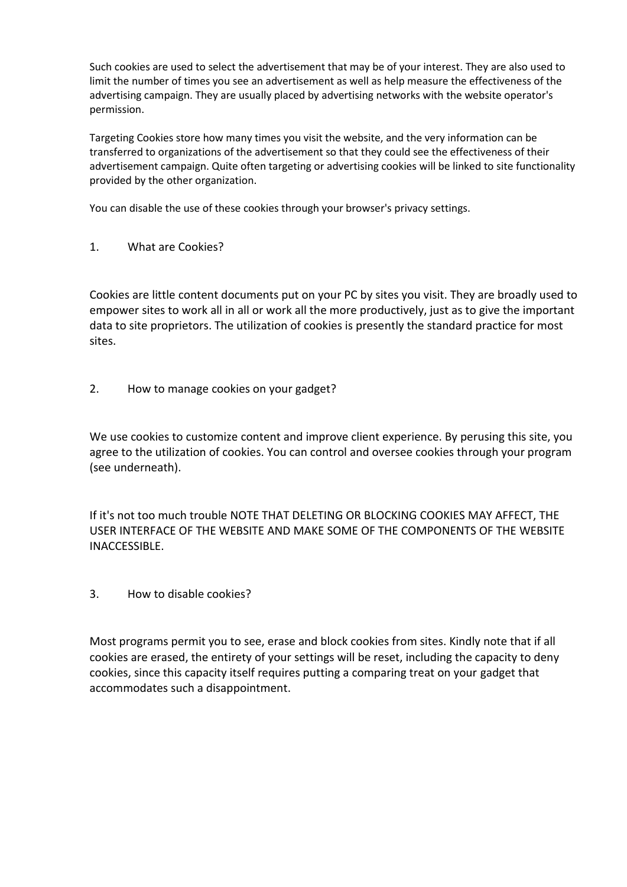Such cookies are used to select the advertisement that may be of your interest. They are also used to limit the number of times you see an advertisement as well as help measure the effectiveness of the advertising campaign. They are usually placed by advertising networks with the website operator's permission.

Targeting Cookies store how many times you visit the website, and the very information can be transferred to organizations of the advertisement so that they could see the effectiveness of their advertisement campaign. Quite often targeting or advertising cookies will be linked to site functionality provided by the other organization.

You can disable the use of these cookies through your browser's privacy settings.

## 1. What are Cookies?

Cookies are little content documents put on your PC by sites you visit. They are broadly used to empower sites to work all in all or work all the more productively, just as to give the important data to site proprietors. The utilization of cookies is presently the standard practice for most sites.

## 2. How to manage cookies on your gadget?

We use cookies to customize content and improve client experience. By perusing this site, you agree to the utilization of cookies. You can control and oversee cookies through your program (see underneath).

If it's not too much trouble NOTE THAT DELETING OR BLOCKING COOKIES MAY AFFECT, THE USER INTERFACE OF THE WEBSITE AND MAKE SOME OF THE COMPONENTS OF THE WEBSITE INACCESSIBLE.

## 3. How to disable cookies?

Most programs permit you to see, erase and block cookies from sites. Kindly note that if all cookies are erased, the entirety of your settings will be reset, including the capacity to deny cookies, since this capacity itself requires putting a comparing treat on your gadget that accommodates such a disappointment.